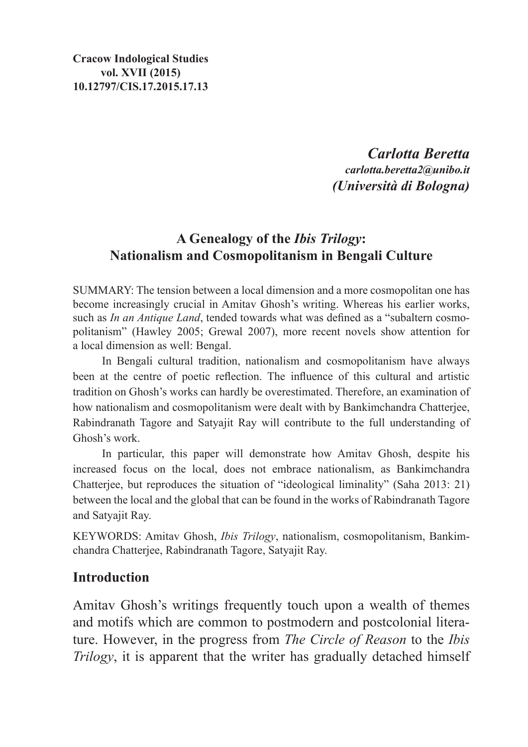**Cracow Indological Studies**
**vol. XVII (2015)**
**10.12797/CIS.17.2015.17.13**

***Carlotta Beretta***
***carlotta.beretta2@unibo.it***
***(Università di Bologna)***

# A Genealogy of the *Ibis Trilogy*: Nationalism and Cosmopolitanism in Bengali Culture

SUMMARY: The tension between a local dimension and a more cosmopolitan one has become increasingly crucial in Amitav Ghosh's writing. Whereas his earlier works, such as *In an Antique Land*, tended towards what was defined as a "subaltern cosmopolitanism" (Hawley 2005; Grewal 2007), more recent novels show attention for a local dimension as well: Bengal.

In Bengali cultural tradition, nationalism and cosmopolitanism have always been at the centre of poetic reflection. The influence of this cultural and artistic tradition on Ghosh's works can hardly be overestimated. Therefore, an examination of how nationalism and cosmopolitanism were dealt with by Bankimchandra Chatterjee, Rabindranath Tagore and Satyajit Ray will contribute to the full understanding of Ghosh's work.

In particular, this paper will demonstrate how Amitav Ghosh, despite his increased focus on the local, does not embrace nationalism, as Bankimchandra Chatterjee, but reproduces the situation of "ideological liminality" (Saha 2013: 21) between the local and the global that can be found in the works of Rabindranath Tagore and Satyajit Ray.

KEYWORDS: Amitav Ghosh, *Ibis Trilogy*, nationalism, cosmopolitanism, Bankimchandra Chatterjee, Rabindranath Tagore, Satyajit Ray.

## Introduction

Amitav Ghosh's writings frequently touch upon a wealth of themes and motifs which are common to postmodern and postcolonial literature. However, in the progress from *The Circle of Reason* to the *Ibis Trilogy*, it is apparent that the writer has gradually detached himself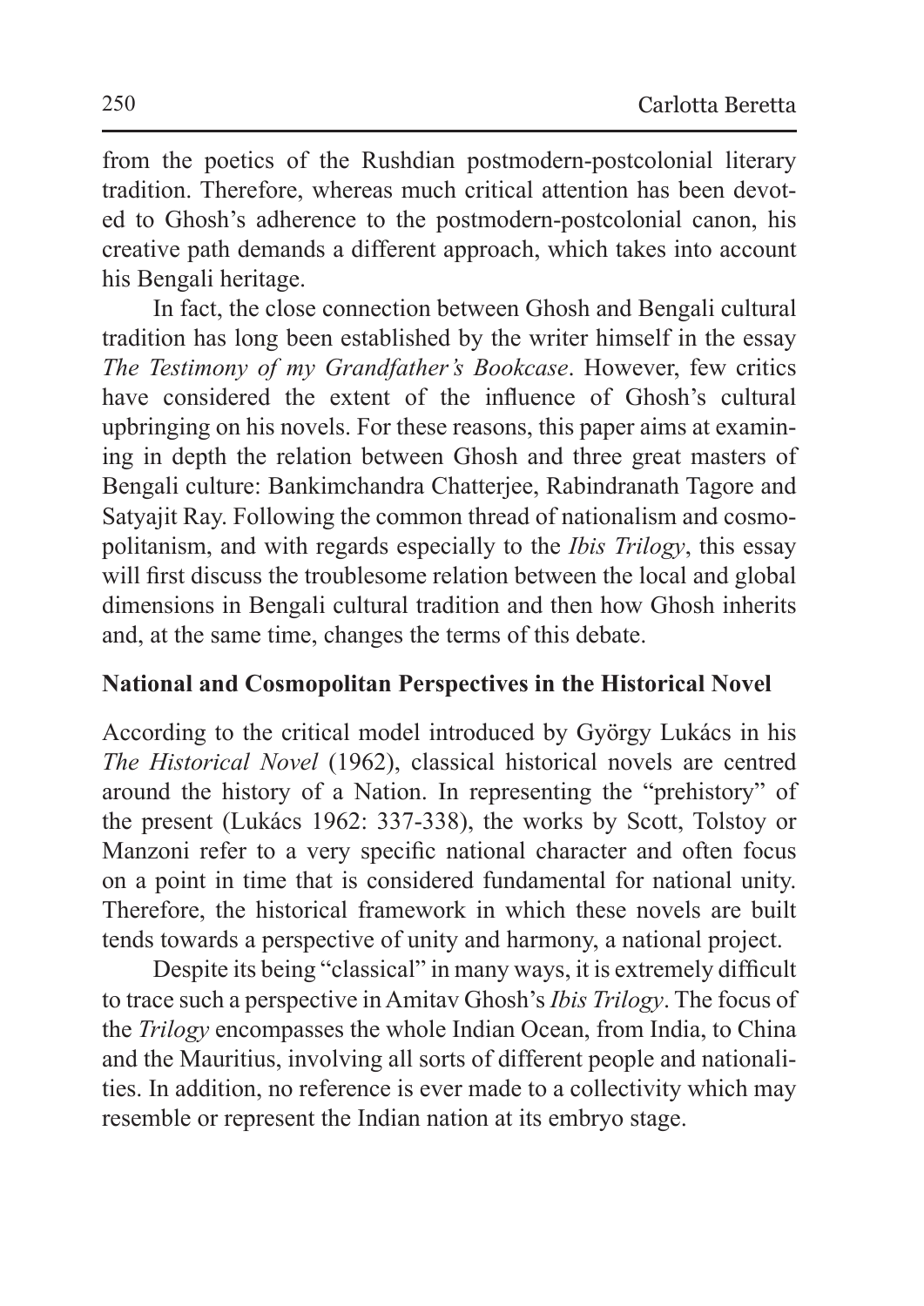from the poetics of the Rushdian postmodern-postcolonial literary tradition. Therefore, whereas much critical attention has been devoted to Ghosh's adherence to the postmodern-postcolonial canon, his creative path demands a different approach, which takes into account his Bengali heritage.

In fact, the close connection between Ghosh and Bengali cultural tradition has long been established by the writer himself in the essay *The Testimony of my Grandfather's Bookcase*. However, few critics have considered the extent of the influence of Ghosh's cultural upbringing on his novels. For these reasons, this paper aims at examining in depth the relation between Ghosh and three great masters of Bengali culture: Bankimchandra Chatterjee, Rabindranath Tagore and Satyajit Ray. Following the common thread of nationalism and cosmopolitanism, and with regards especially to the *Ibis Trilogy*, this essay will first discuss the troublesome relation between the local and global dimensions in Bengali cultural tradition and then how Ghosh inherits and, at the same time, changes the terms of this debate.

## National and Cosmopolitan Perspectives in the Historical Novel

According to the critical model introduced by György Lukács in his *The Historical Novel* (1962), classical historical novels are centred around the history of a Nation. In representing the "prehistory" of the present (Lukács 1962: 337-338), the works by Scott, Tolstoy or Manzoni refer to a very specific national character and often focus on a point in time that is considered fundamental for national unity. Therefore, the historical framework in which these novels are built tends towards a perspective of unity and harmony, a national project.

Despite its being "classical" in many ways, it is extremely difficult to trace such a perspective in Amitav Ghosh's *Ibis Trilogy*. The focus of the *Trilogy* encompasses the whole Indian Ocean, from India, to China and the Mauritius, involving all sorts of different people and nationalities. In addition, no reference is ever made to a collectivity which may resemble or represent the Indian nation at its embryo stage.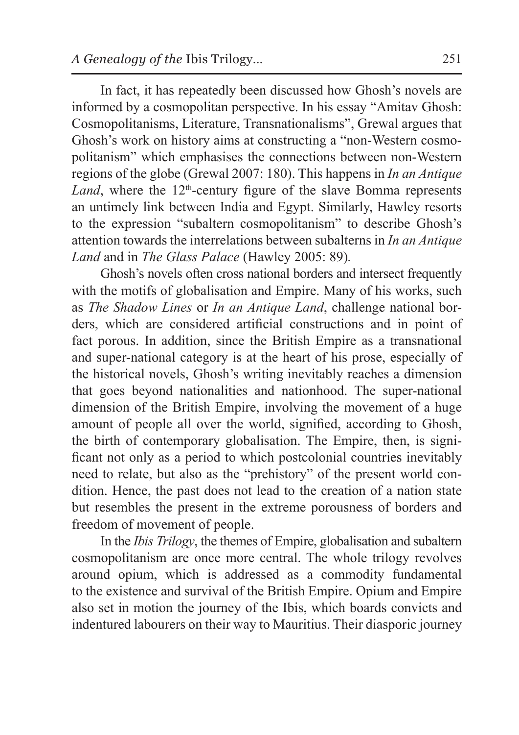In fact, it has repeatedly been discussed how Ghosh's novels are informed by a cosmopolitan perspective. In his essay "Amitav Ghosh: Cosmopolitanisms, Literature, Transnationalisms", Grewal argues that Ghosh's work on history aims at constructing a "non-Western cosmopolitanism" which emphasises the connections between non-Western regions of the globe (Grewal 2007: 180). This happens in *In an Antique Land*, where the 12th-century figure of the slave Bomma represents an untimely link between India and Egypt. Similarly, Hawley resorts to the expression "subaltern cosmopolitanism" to describe Ghosh's attention towards the interrelations between subalterns in *In an Antique Land* and in *The Glass Palace* (Hawley 2005: 89).

Ghosh's novels often cross national borders and intersect frequently with the motifs of globalisation and Empire. Many of his works, such as *The Shadow Lines* or *In an Antique Land*, challenge national borders, which are considered artificial constructions and in point of fact porous. In addition, since the British Empire as a transnational and super-national category is at the heart of his prose, especially of the historical novels, Ghosh's writing inevitably reaches a dimension that goes beyond nationalities and nationhood. The super-national dimension of the British Empire, involving the movement of a huge amount of people all over the world, signified, according to Ghosh, the birth of contemporary globalisation. The Empire, then, is significant not only as a period to which postcolonial countries inevitably need to relate, but also as the "prehistory" of the present world condition. Hence, the past does not lead to the creation of a nation state but resembles the present in the extreme porousness of borders and freedom of movement of people.

In the *Ibis Trilogy*, the themes of Empire, globalisation and subaltern cosmopolitanism are once more central. The whole trilogy revolves around opium, which is addressed as a commodity fundamental to the existence and survival of the British Empire. Opium and Empire also set in motion the journey of the Ibis, which boards convicts and indentured labourers on their way to Mauritius. Their diasporic journey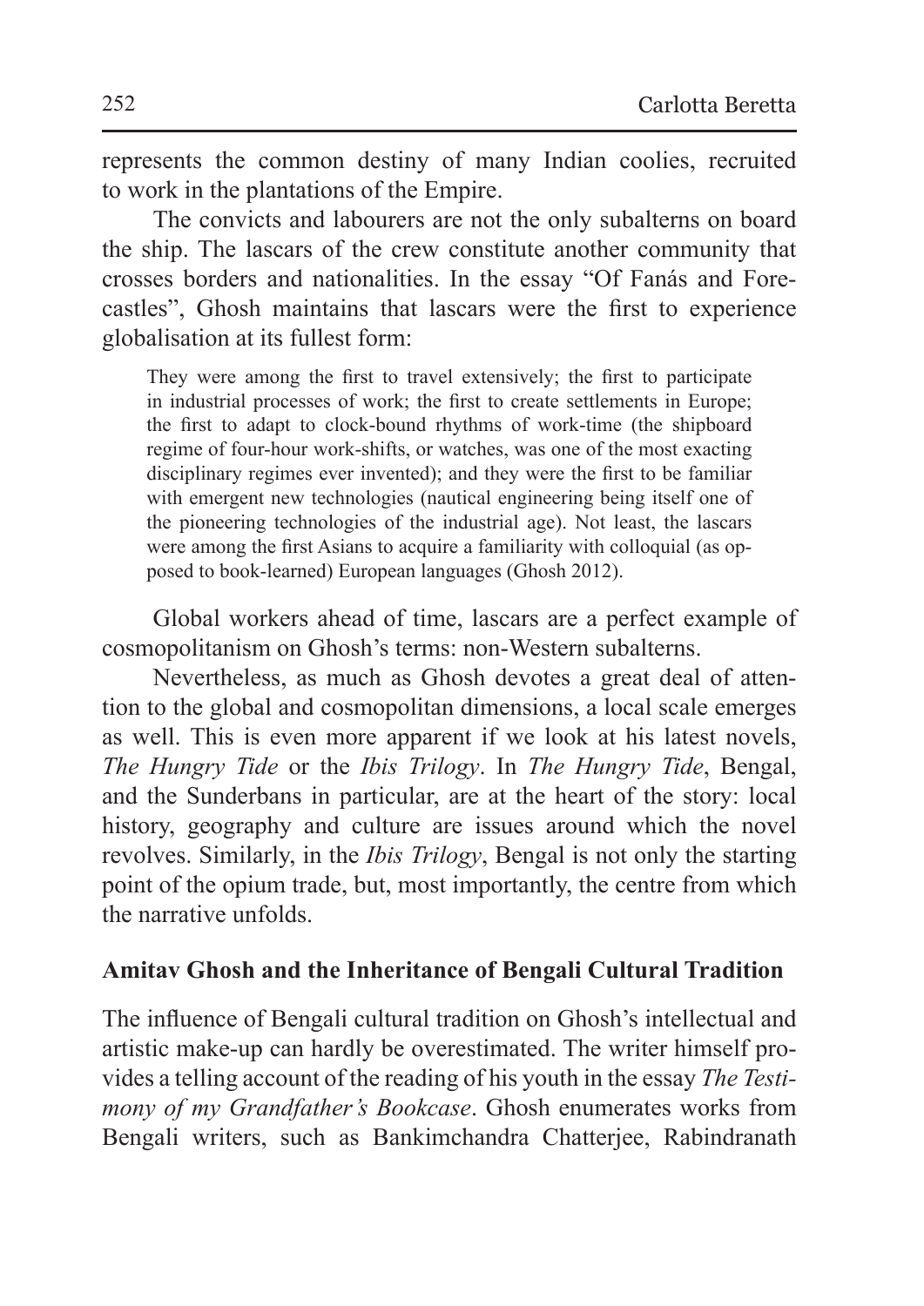represents the common destiny of many Indian coolies, recruited to work in the plantations of the Empire.

The convicts and labourers are not the only subalterns on board the ship. The lascars of the crew constitute another community that crosses borders and nationalities. In the essay "Of Fanás and Forecastles", Ghosh maintains that lascars were the first to experience globalisation at its fullest form:

> They were among the first to travel extensively; the first to participate in industrial processes of work; the first to create settlements in Europe; the first to adapt to clock-bound rhythms of work-time (the shipboard regime of four-hour work-shifts, or watches, was one of the most exacting disciplinary regimes ever invented); and they were the first to be familiar with emergent new technologies (nautical engineering being itself one of the pioneering technologies of the industrial age). Not least, the lascars were among the first Asians to acquire a familiarity with colloquial (as opposed to book-learned) European languages (Ghosh 2012).

Global workers ahead of time, lascars are a perfect example of cosmopolitanism on Ghosh's terms: non-Western subalterns.

Nevertheless, as much as Ghosh devotes a great deal of attention to the global and cosmopolitan dimensions, a local scale emerges as well. This is even more apparent if we look at his latest novels, *The Hungry Tide* or the *Ibis Trilogy*. In *The Hungry Tide*, Bengal, and the Sunderbans in particular, are at the heart of the story: local history, geography and culture are issues around which the novel revolves. Similarly, in the *Ibis Trilogy*, Bengal is not only the starting point of the opium trade, but, most importantly, the centre from which the narrative unfolds.

## Amitav Ghosh and the Inheritance of Bengali Cultural Tradition

The influence of Bengali cultural tradition on Ghosh's intellectual and artistic make-up can hardly be overestimated. The writer himself provides a telling account of the reading of his youth in the essay *The Testimony of my Grandfather's Bookcase*. Ghosh enumerates works from Bengali writers, such as Bankimchandra Chatterjee, Rabindranath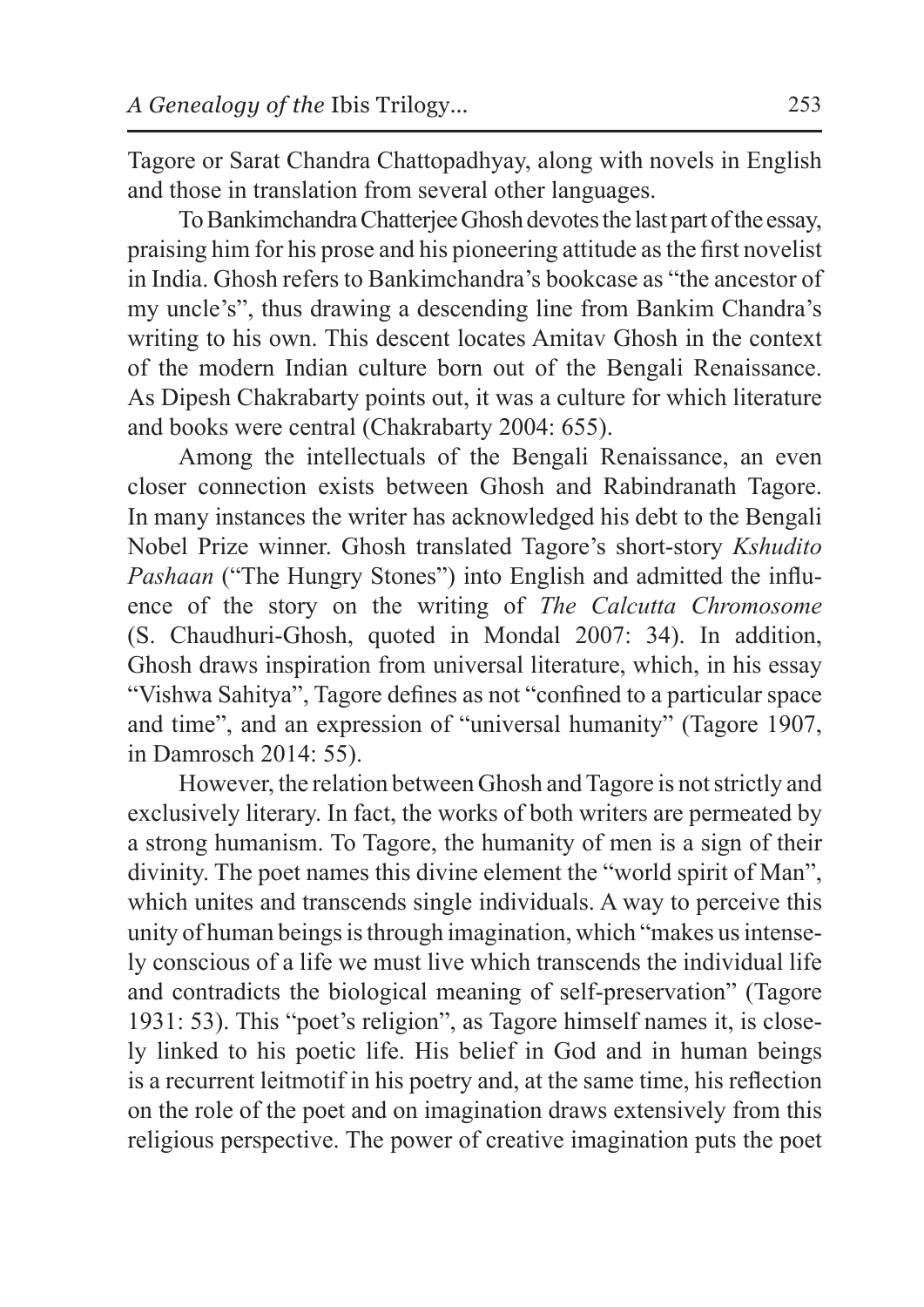Tagore or Sarat Chandra Chattopadhyay, along with novels in English and those in translation from several other languages.

To Bankimchandra Chatterjee Ghosh devotes the last part of the essay, praising him for his prose and his pioneering attitude as the first novelist in India. Ghosh refers to Bankimchandra's bookcase as "the ancestor of my uncle's", thus drawing a descending line from Bankim Chandra's writing to his own. This descent locates Amitav Ghosh in the context of the modern Indian culture born out of the Bengali Renaissance. As Dipesh Chakrabarty points out, it was a culture for which literature and books were central (Chakrabarty 2004: 655).

Among the intellectuals of the Bengali Renaissance, an even closer connection exists between Ghosh and Rabindranath Tagore. In many instances the writer has acknowledged his debt to the Bengali Nobel Prize winner. Ghosh translated Tagore's short-story *Kshudito Pashaan* ("The Hungry Stones") into English and admitted the influence of the story on the writing of *The Calcutta Chromosome* (S. Chaudhuri-Ghosh, quoted in Mondal 2007: 34). In addition, Ghosh draws inspiration from universal literature, which, in his essay "Vishwa Sahitya", Tagore defines as not "confined to a particular space and time", and an expression of "universal humanity" (Tagore 1907, in Damrosch 2014: 55).

However, the relation between Ghosh and Tagore is not strictly and exclusively literary. In fact, the works of both writers are permeated by a strong humanism. To Tagore, the humanity of men is a sign of their divinity. The poet names this divine element the "world spirit of Man", which unites and transcends single individuals. A way to perceive this unity of human beings is through imagination, which "makes us intensely conscious of a life we must live which transcends the individual life and contradicts the biological meaning of self-preservation" (Tagore 1931: 53). This "poet's religion", as Tagore himself names it, is closely linked to his poetic life. His belief in God and in human beings is a recurrent leitmotif in his poetry and, at the same time, his reflection on the role of the poet and on imagination draws extensively from this religious perspective. The power of creative imagination puts the poet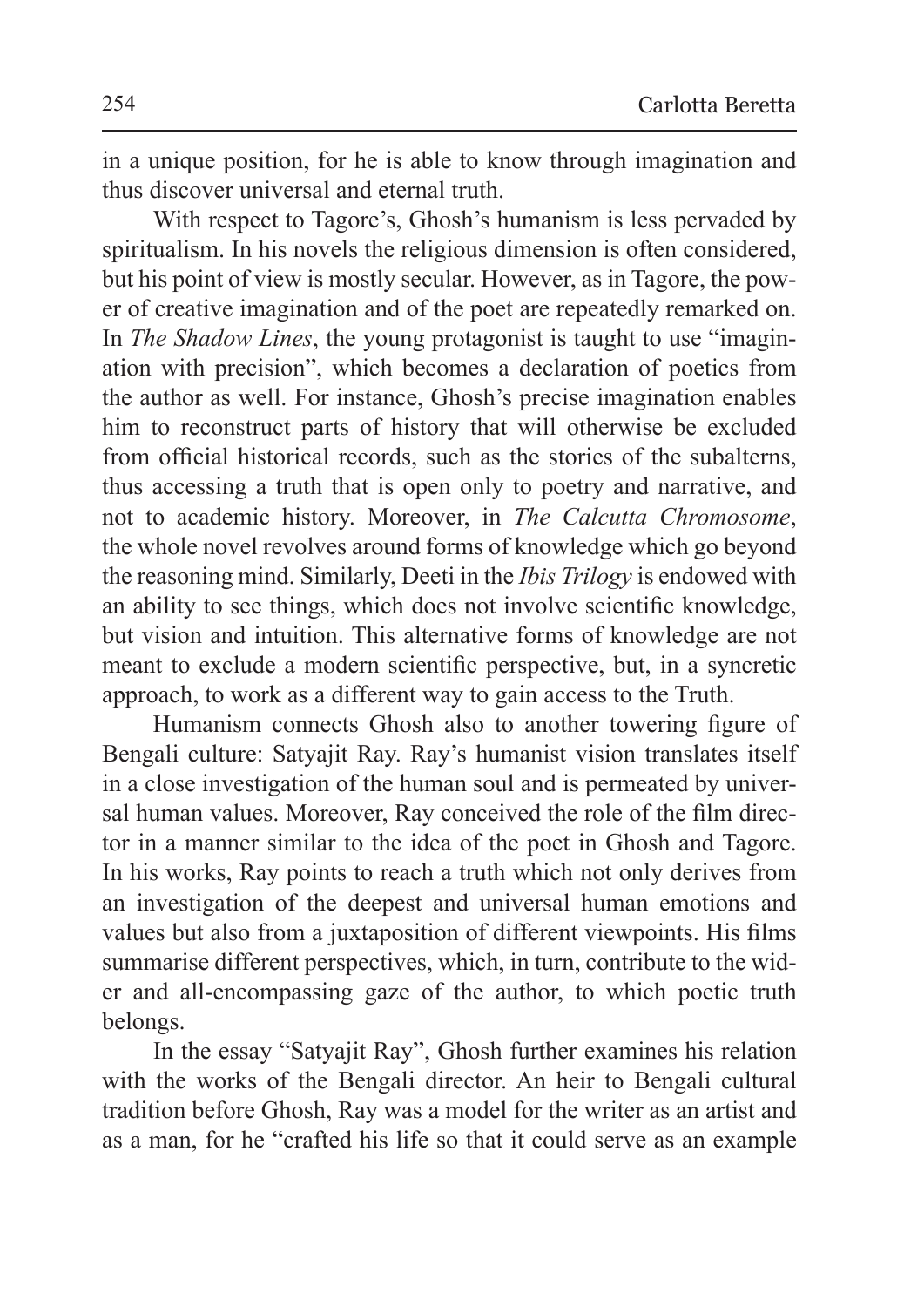in a unique position, for he is able to know through imagination and thus discover universal and eternal truth.

With respect to Tagore's, Ghosh's humanism is less pervaded by spiritualism. In his novels the religious dimension is often considered, but his point of view is mostly secular. However, as in Tagore, the power of creative imagination and of the poet are repeatedly remarked on. In *The Shadow Lines*, the young protagonist is taught to use "imagination with precision", which becomes a declaration of poetics from the author as well. For instance, Ghosh's precise imagination enables him to reconstruct parts of history that will otherwise be excluded from official historical records, such as the stories of the subalterns, thus accessing a truth that is open only to poetry and narrative, and not to academic history. Moreover, in *The Calcutta Chromosome*, the whole novel revolves around forms of knowledge which go beyond the reasoning mind. Similarly, Deeti in the *Ibis Trilogy* is endowed with an ability to see things, which does not involve scientific knowledge, but vision and intuition. This alternative forms of knowledge are not meant to exclude a modern scientific perspective, but, in a syncretic approach, to work as a different way to gain access to the Truth.

Humanism connects Ghosh also to another towering figure of Bengali culture: Satyajit Ray. Ray's humanist vision translates itself in a close investigation of the human soul and is permeated by universal human values. Moreover, Ray conceived the role of the film director in a manner similar to the idea of the poet in Ghosh and Tagore. In his works, Ray points to reach a truth which not only derives from an investigation of the deepest and universal human emotions and values but also from a juxtaposition of different viewpoints. His films summarise different perspectives, which, in turn, contribute to the wider and all-encompassing gaze of the author, to which poetic truth belongs.

In the essay "Satyajit Ray", Ghosh further examines his relation with the works of the Bengali director. An heir to Bengali cultural tradition before Ghosh, Ray was a model for the writer as an artist and as a man, for he "crafted his life so that it could serve as an example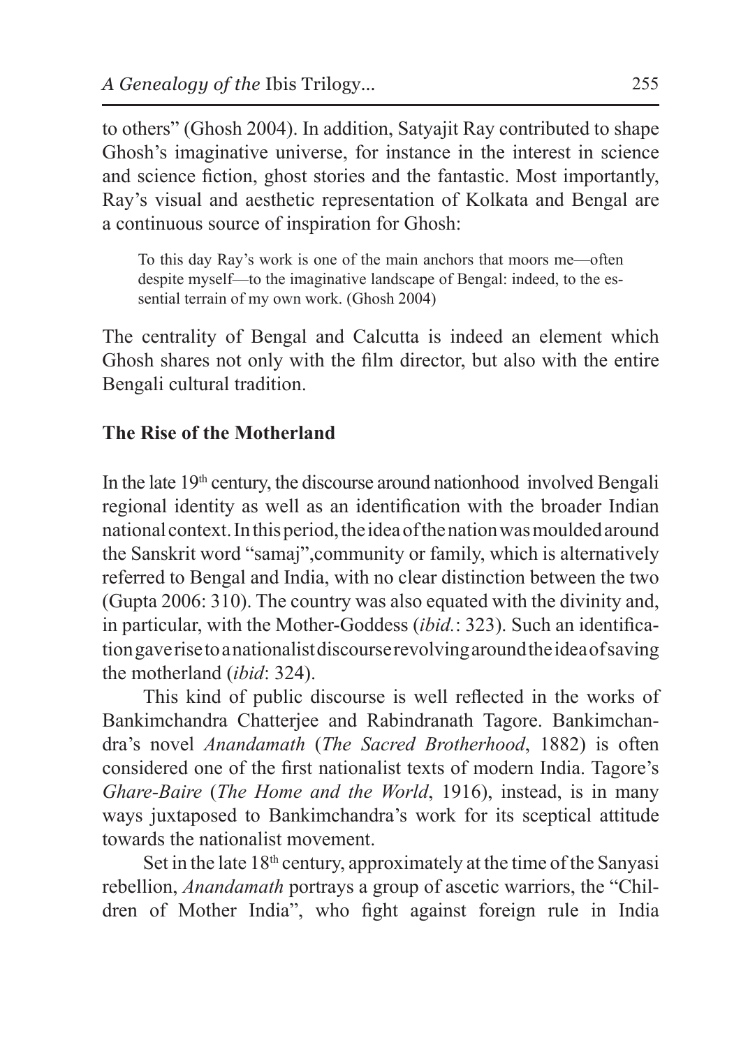to others" (Ghosh 2004). In addition, Satyajit Ray contributed to shape Ghosh's imaginative universe, for instance in the interest in science and science fiction, ghost stories and the fantastic. Most importantly, Ray's visual and aesthetic representation of Kolkata and Bengal are a continuous source of inspiration for Ghosh:

> To this day Ray's work is one of the main anchors that moors me—often despite myself—to the imaginative landscape of Bengal: indeed, to the essential terrain of my own work. (Ghosh 2004)

The centrality of Bengal and Calcutta is indeed an element which Ghosh shares not only with the film director, but also with the entire Bengali cultural tradition.

## The Rise of the Motherland

In the late 19th century, the discourse around nationhood involved Bengali regional identity as well as an identification with the broader Indian national context. In this period, the idea of the nation was moulded around the Sanskrit word "samaj",community or family, which is alternatively referred to Bengal and India, with no clear distinction between the two (Gupta 2006: 310). The country was also equated with the divinity and, in particular, with the Mother-Goddess (*ibid.*: 323). Such an identification gave rise to a nationalist discourse revolving around the idea of saving the motherland (*ibid*: 324).

This kind of public discourse is well reflected in the works of Bankimchandra Chatterjee and Rabindranath Tagore. Bankimchandra's novel *Anandamath* (*The Sacred Brotherhood*, 1882) is often considered one of the first nationalist texts of modern India. Tagore's *Ghare-Baire* (*The Home and the World*, 1916), instead, is in many ways juxtaposed to Bankimchandra's work for its sceptical attitude towards the nationalist movement.

Set in the late 18th century, approximately at the time of the Sanyasi rebellion, *Anandamath* portrays a group of ascetic warriors, the "Children of Mother India", who fight against foreign rule in India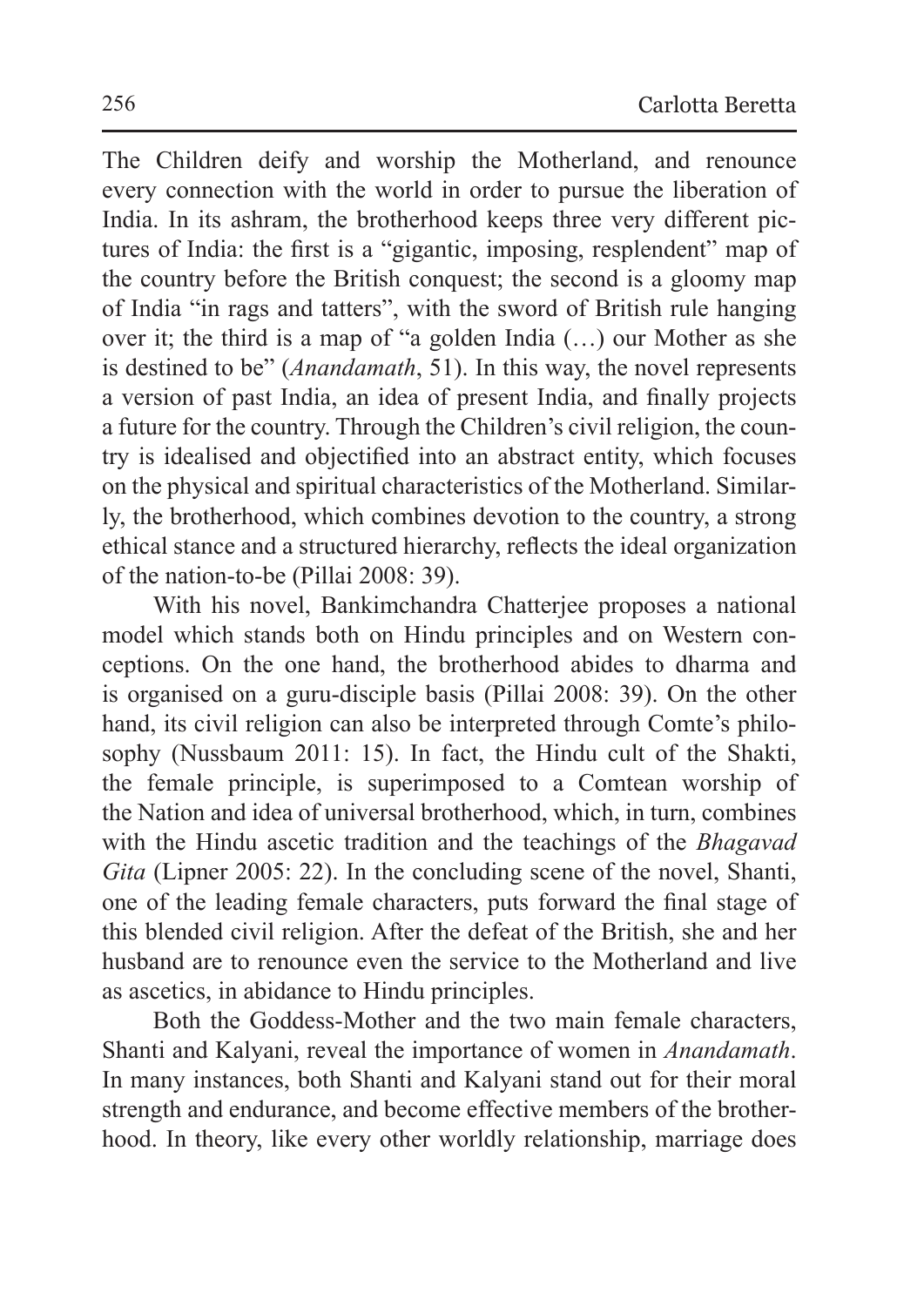The Children deify and worship the Motherland, and renounce every connection with the world in order to pursue the liberation of India. In its ashram, the brotherhood keeps three very different pictures of India: the first is a "gigantic, imposing, resplendent" map of the country before the British conquest; the second is a gloomy map of India "in rags and tatters", with the sword of British rule hanging over it; the third is a map of "a golden India (…) our Mother as she is destined to be" (*Anandamath*, 51). In this way, the novel represents a version of past India, an idea of present India, and finally projects a future for the country. Through the Children's civil religion, the country is idealised and objectified into an abstract entity, which focuses on the physical and spiritual characteristics of the Motherland. Similarly, the brotherhood, which combines devotion to the country, a strong ethical stance and a structured hierarchy, reflects the ideal organization of the nation-to-be (Pillai 2008: 39).

With his novel, Bankimchandra Chatterjee proposes a national model which stands both on Hindu principles and on Western conceptions. On the one hand, the brotherhood abides to dharma and is organised on a guru-disciple basis (Pillai 2008: 39). On the other hand, its civil religion can also be interpreted through Comte's philosophy (Nussbaum 2011: 15). In fact, the Hindu cult of the Shakti, the female principle, is superimposed to a Comtean worship of the Nation and idea of universal brotherhood, which, in turn, combines with the Hindu ascetic tradition and the teachings of the *Bhagavad Gita* (Lipner 2005: 22). In the concluding scene of the novel, Shanti, one of the leading female characters, puts forward the final stage of this blended civil religion. After the defeat of the British, she and her husband are to renounce even the service to the Motherland and live as ascetics, in abidance to Hindu principles.

Both the Goddess-Mother and the two main female characters, Shanti and Kalyani, reveal the importance of women in *Anandamath*. In many instances, both Shanti and Kalyani stand out for their moral strength and endurance, and become effective members of the brotherhood. In theory, like every other worldly relationship, marriage does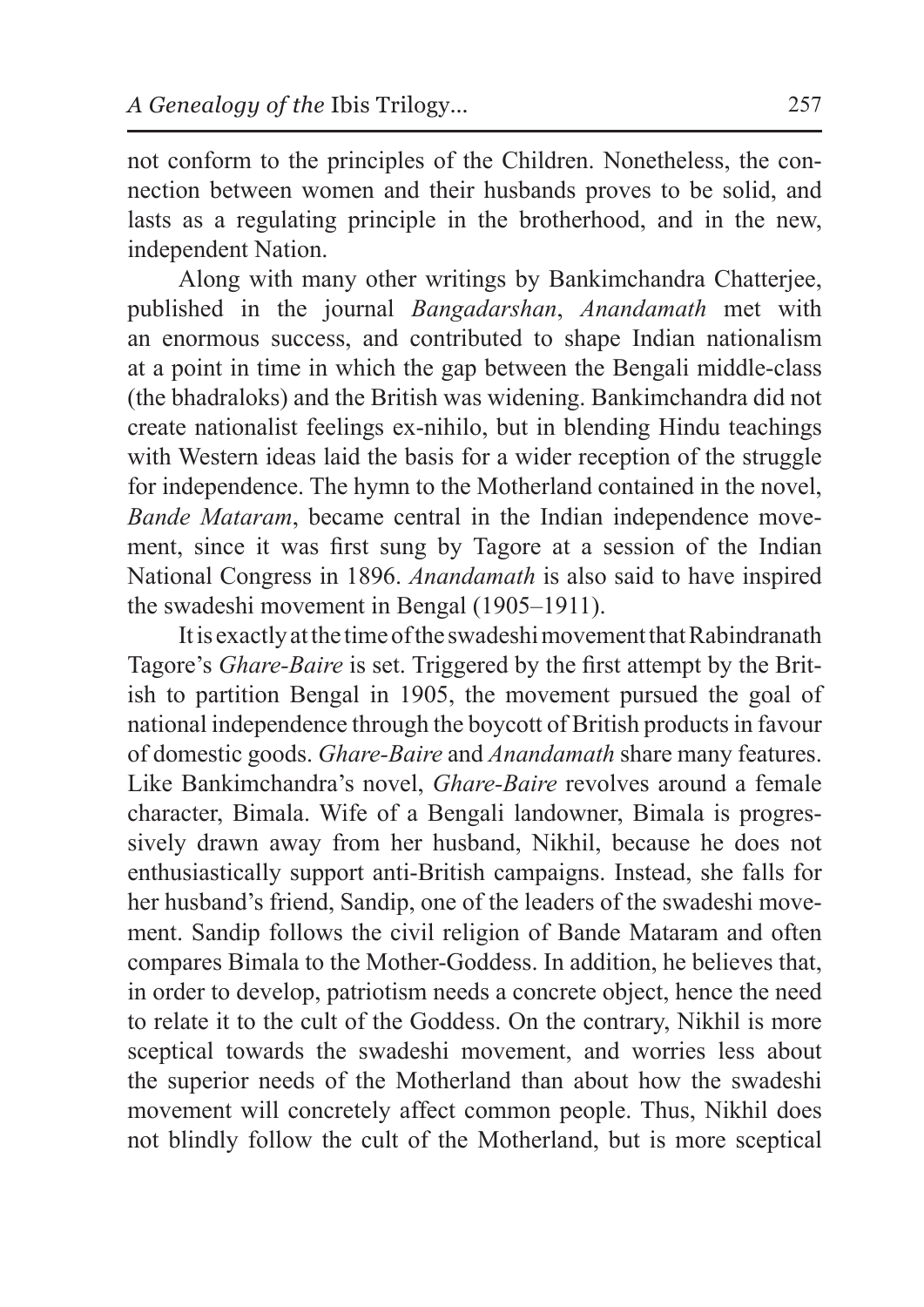not conform to the principles of the Children. Nonetheless, the connection between women and their husbands proves to be solid, and lasts as a regulating principle in the brotherhood, and in the new, independent Nation.

Along with many other writings by Bankimchandra Chatterjee, published in the journal *Bangadarshan*, *Anandamath* met with an enormous success, and contributed to shape Indian nationalism at a point in time in which the gap between the Bengali middle-class (the bhadraloks) and the British was widening. Bankimchandra did not create nationalist feelings ex-nihilo, but in blending Hindu teachings with Western ideas laid the basis for a wider reception of the struggle for independence. The hymn to the Motherland contained in the novel, *Bande Mataram*, became central in the Indian independence movement, since it was first sung by Tagore at a session of the Indian National Congress in 1896. *Anandamath* is also said to have inspired the swadeshi movement in Bengal (1905–1911).

It is exactly at the time of the swadeshi movement that Rabindranath Tagore's *Ghare-Baire* is set. Triggered by the first attempt by the British to partition Bengal in 1905, the movement pursued the goal of national independence through the boycott of British products in favour of domestic goods. *Ghare-Baire* and *Anandamath* share many features. Like Bankimchandra's novel, *Ghare-Baire* revolves around a female character, Bimala. Wife of a Bengali landowner, Bimala is progressively drawn away from her husband, Nikhil, because he does not enthusiastically support anti-British campaigns. Instead, she falls for her husband's friend, Sandip, one of the leaders of the swadeshi movement. Sandip follows the civil religion of Bande Mataram and often compares Bimala to the Mother-Goddess. In addition, he believes that, in order to develop, patriotism needs a concrete object, hence the need to relate it to the cult of the Goddess. On the contrary, Nikhil is more sceptical towards the swadeshi movement, and worries less about the superior needs of the Motherland than about how the swadeshi movement will concretely affect common people. Thus, Nikhil does not blindly follow the cult of the Motherland, but is more sceptical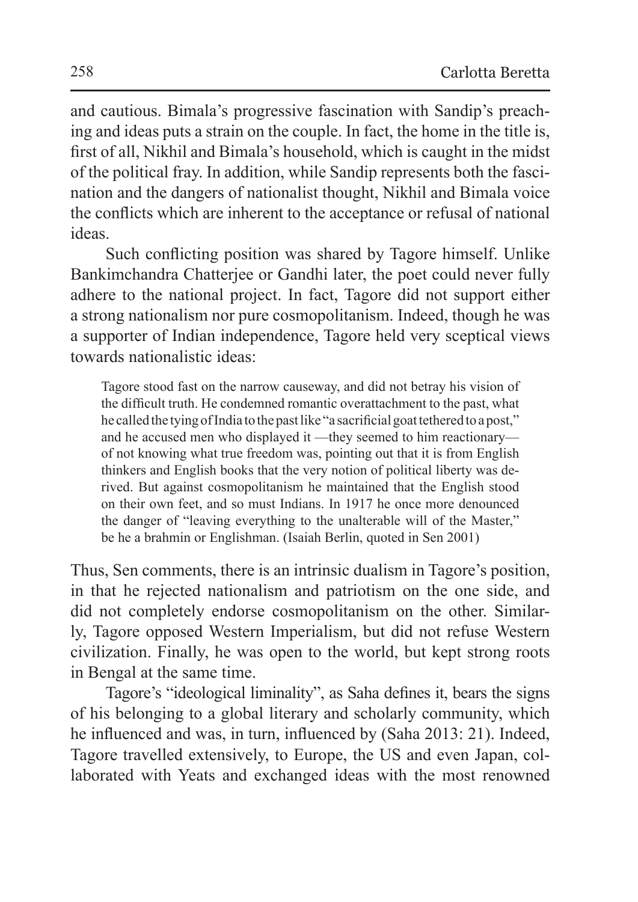and cautious. Bimala's progressive fascination with Sandip's preaching and ideas puts a strain on the couple. In fact, the home in the title is, first of all, Nikhil and Bimala's household, which is caught in the midst of the political fray. In addition, while Sandip represents both the fascination and the dangers of nationalist thought, Nikhil and Bimala voice the conflicts which are inherent to the acceptance or refusal of national ideas.

Such conflicting position was shared by Tagore himself. Unlike Bankimchandra Chatterjee or Gandhi later, the poet could never fully adhere to the national project. In fact, Tagore did not support either a strong nationalism nor pure cosmopolitanism. Indeed, though he was a supporter of Indian independence, Tagore held very sceptical views towards nationalistic ideas:

> Tagore stood fast on the narrow causeway, and did not betray his vision of the difficult truth. He condemned romantic overattachment to the past, what he called the tying of India to the past like "a sacrificial goat tethered to a post," and he accused men who displayed it —they seemed to him reactionary— of not knowing what true freedom was, pointing out that it is from English thinkers and English books that the very notion of political liberty was derived. But against cosmopolitanism he maintained that the English stood on their own feet, and so must Indians. In 1917 he once more denounced the danger of "leaving everything to the unalterable will of the Master," be he a brahmin or Englishman. (Isaiah Berlin, quoted in Sen 2001)

Thus, Sen comments, there is an intrinsic dualism in Tagore's position, in that he rejected nationalism and patriotism on the one side, and did not completely endorse cosmopolitanism on the other. Similarly, Tagore opposed Western Imperialism, but did not refuse Western civilization. Finally, he was open to the world, but kept strong roots in Bengal at the same time.

Tagore's "ideological liminality", as Saha defines it, bears the signs of his belonging to a global literary and scholarly community, which he influenced and was, in turn, influenced by (Saha 2013: 21). Indeed, Tagore travelled extensively, to Europe, the US and even Japan, collaborated with Yeats and exchanged ideas with the most renowned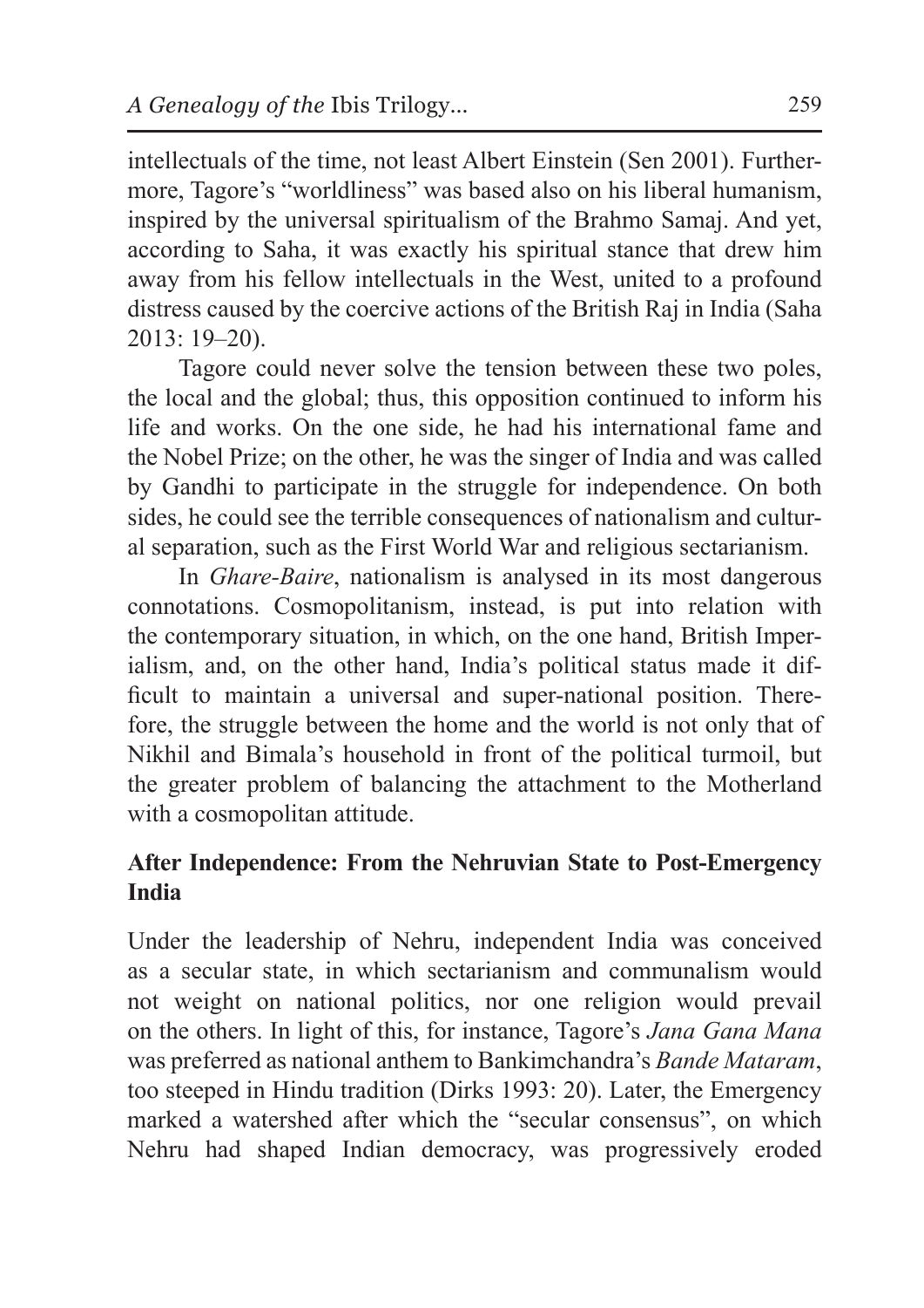intellectuals of the time, not least Albert Einstein (Sen 2001). Furthermore, Tagore's "worldliness" was based also on his liberal humanism, inspired by the universal spiritualism of the Brahmo Samaj. And yet, according to Saha, it was exactly his spiritual stance that drew him away from his fellow intellectuals in the West, united to a profound distress caused by the coercive actions of the British Raj in India (Saha 2013: 19–20).

Tagore could never solve the tension between these two poles, the local and the global; thus, this opposition continued to inform his life and works. On the one side, he had his international fame and the Nobel Prize; on the other, he was the singer of India and was called by Gandhi to participate in the struggle for independence. On both sides, he could see the terrible consequences of nationalism and cultural separation, such as the First World War and religious sectarianism.

In *Ghare-Baire*, nationalism is analysed in its most dangerous connotations. Cosmopolitanism, instead, is put into relation with the contemporary situation, in which, on the one hand, British Imperialism, and, on the other hand, India's political status made it difficult to maintain a universal and super-national position. Therefore, the struggle between the home and the world is not only that of Nikhil and Bimala's household in front of the political turmoil, but the greater problem of balancing the attachment to the Motherland with a cosmopolitan attitude.

## After Independence: From the Nehruvian State to Post-Emergency India

Under the leadership of Nehru, independent India was conceived as a secular state, in which sectarianism and communalism would not weight on national politics, nor one religion would prevail on the others. In light of this, for instance, Tagore's *Jana Gana Mana* was preferred as national anthem to Bankimchandra's *Bande Mataram*, too steeped in Hindu tradition (Dirks 1993: 20). Later, the Emergency marked a watershed after which the "secular consensus", on which Nehru had shaped Indian democracy, was progressively eroded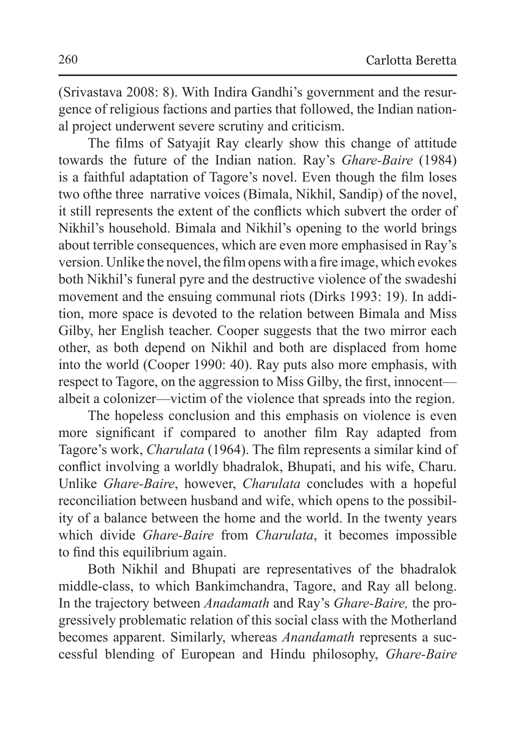(Srivastava 2008: 8). With Indira Gandhi's government and the resurgence of religious factions and parties that followed, the Indian national project underwent severe scrutiny and criticism.

The films of Satyajit Ray clearly show this change of attitude towards the future of the Indian nation. Ray's *Ghare-Baire* (1984) is a faithful adaptation of Tagore's novel. Even though the film loses two ofthe three narrative voices (Bimala, Nikhil, Sandip) of the novel, it still represents the extent of the conflicts which subvert the order of Nikhil's household. Bimala and Nikhil's opening to the world brings about terrible consequences, which are even more emphasised in Ray's version. Unlike the novel, the film opens with a fire image, which evokes both Nikhil's funeral pyre and the destructive violence of the swadeshi movement and the ensuing communal riots (Dirks 1993: 19). In addition, more space is devoted to the relation between Bimala and Miss Gilby, her English teacher. Cooper suggests that the two mirror each other, as both depend on Nikhil and both are displaced from home into the world (Cooper 1990: 40). Ray puts also more emphasis, with respect to Tagore, on the aggression to Miss Gilby, the first, innocent—albeit a colonizer—victim of the violence that spreads into the region.

The hopeless conclusion and this emphasis on violence is even more significant if compared to another film Ray adapted from Tagore's work, *Charulata* (1964). The film represents a similar kind of conflict involving a worldly bhadralok, Bhupati, and his wife, Charu. Unlike *Ghare-Baire*, however, *Charulata* concludes with a hopeful reconciliation between husband and wife, which opens to the possibility of a balance between the home and the world. In the twenty years which divide *Ghare-Baire* from *Charulata*, it becomes impossible to find this equilibrium again.

Both Nikhil and Bhupati are representatives of the bhadralok middle-class, to which Bankimchandra, Tagore, and Ray all belong. In the trajectory between *Anadamath* and Ray's *Ghare-Baire,* the progressively problematic relation of this social class with the Motherland becomes apparent. Similarly, whereas *Anandamath* represents a successful blending of European and Hindu philosophy, *Ghare-Baire*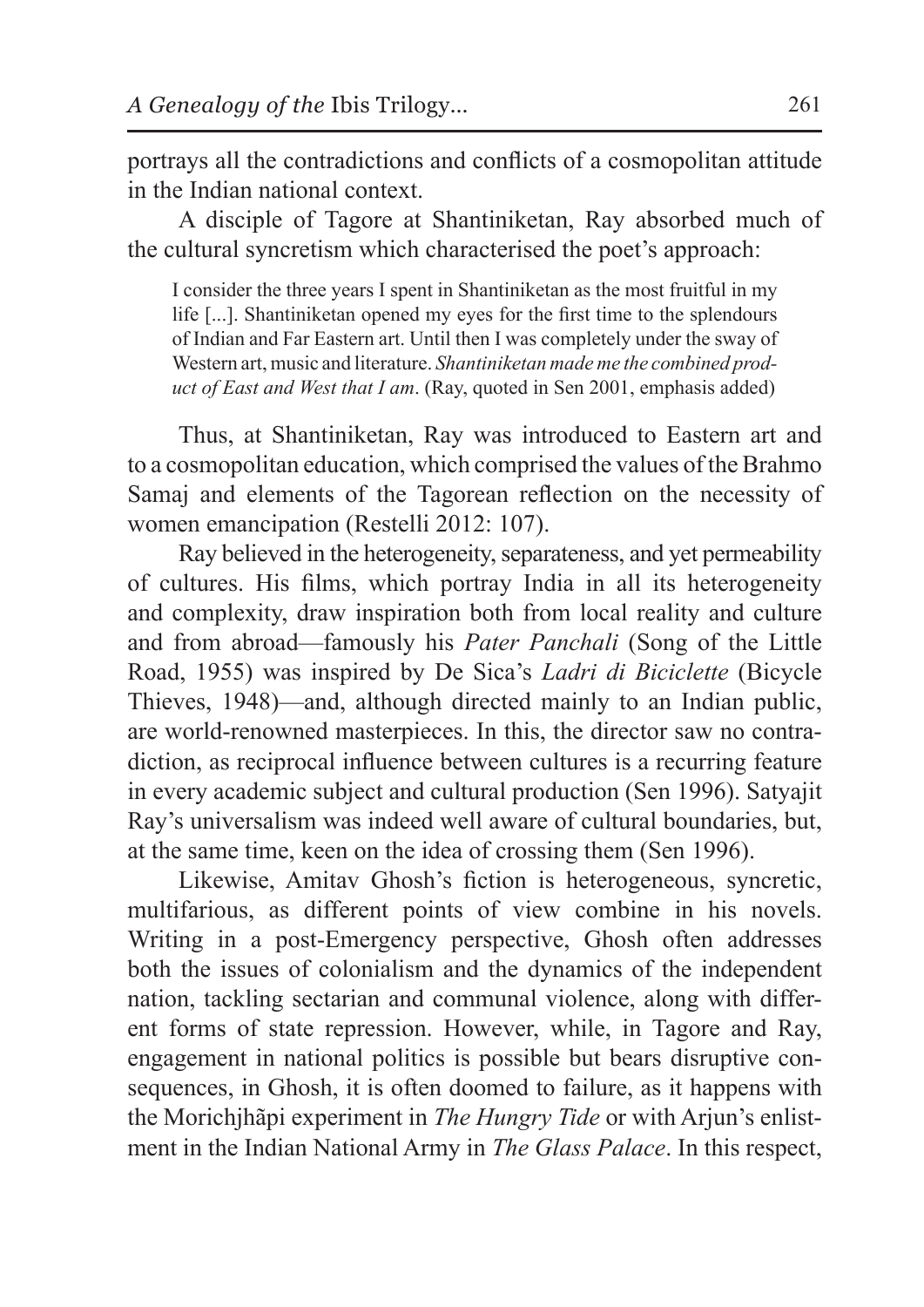portrays all the contradictions and conflicts of a cosmopolitan attitude in the Indian national context.

A disciple of Tagore at Shantiniketan, Ray absorbed much of the cultural syncretism which characterised the poet's approach:

> I consider the three years I spent in Shantiniketan as the most fruitful in my life [...]. Shantiniketan opened my eyes for the first time to the splendours of Indian and Far Eastern art. Until then I was completely under the sway of Western art, music and literature. *Shantiniketan made me the combined product of East and West that I am*. (Ray, quoted in Sen 2001, emphasis added)

Thus, at Shantiniketan, Ray was introduced to Eastern art and to a cosmopolitan education, which comprised the values of the Brahmo Samaj and elements of the Tagorean reflection on the necessity of women emancipation (Restelli 2012: 107).

Ray believed in the heterogeneity, separateness, and yet permeability of cultures. His films, which portray India in all its heterogeneity and complexity, draw inspiration both from local reality and culture and from abroad—famously his *Pater Panchali* (Song of the Little Road, 1955) was inspired by De Sica's *Ladri di Biciclette* (Bicycle Thieves, 1948)—and, although directed mainly to an Indian public, are world-renowned masterpieces. In this, the director saw no contradiction, as reciprocal influence between cultures is a recurring feature in every academic subject and cultural production (Sen 1996). Satyajit Ray's universalism was indeed well aware of cultural boundaries, but, at the same time, keen on the idea of crossing them (Sen 1996).

Likewise, Amitav Ghosh's fiction is heterogeneous, syncretic, multifarious, as different points of view combine in his novels. Writing in a post-Emergency perspective, Ghosh often addresses both the issues of colonialism and the dynamics of the independent nation, tackling sectarian and communal violence, along with different forms of state repression. However, while, in Tagore and Ray, engagement in national politics is possible but bears disruptive consequences, in Ghosh, it is often doomed to failure, as it happens with the Morichjhãpi experiment in *The Hungry Tide* or with Arjun's enlistment in the Indian National Army in *The Glass Palace*. In this respect,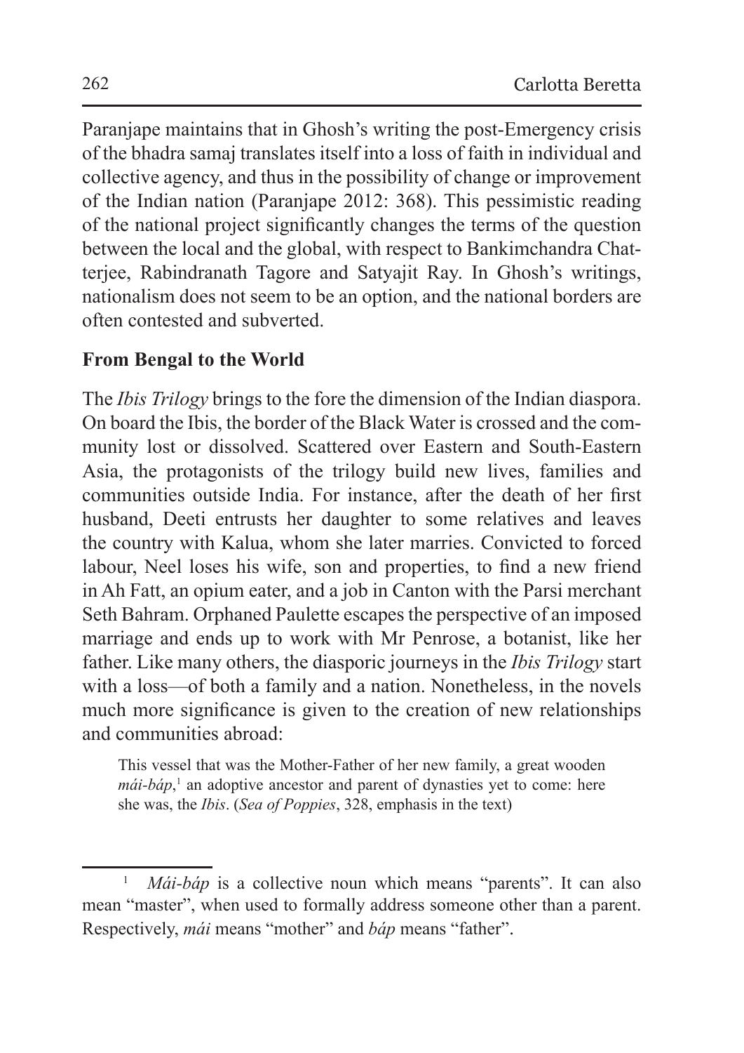Paranjape maintains that in Ghosh's writing the post-Emergency crisis of the bhadra samaj translates itself into a loss of faith in individual and collective agency, and thus in the possibility of change or improvement of the Indian nation (Paranjape 2012: 368). This pessimistic reading of the national project significantly changes the terms of the question between the local and the global, with respect to Bankimchandra Chatterjee, Rabindranath Tagore and Satyajit Ray. In Ghosh's writings, nationalism does not seem to be an option, and the national borders are often contested and subverted.

## From Bengal to the World

The *Ibis Trilogy* brings to the fore the dimension of the Indian diaspora. On board the Ibis, the border of the Black Water is crossed and the community lost or dissolved. Scattered over Eastern and South-Eastern Asia, the protagonists of the trilogy build new lives, families and communities outside India. For instance, after the death of her first husband, Deeti entrusts her daughter to some relatives and leaves the country with Kalua, whom she later marries. Convicted to forced labour, Neel loses his wife, son and properties, to find a new friend in Ah Fatt, an opium eater, and a job in Canton with the Parsi merchant Seth Bahram. Orphaned Paulette escapes the perspective of an imposed marriage and ends up to work with Mr Penrose, a botanist, like her father. Like many others, the diasporic journeys in the *Ibis Trilogy* start with a loss—of both a family and a nation. Nonetheless, in the novels much more significance is given to the creation of new relationships and communities abroad:

> This vessel that was the Mother-Father of her new family, a great wooden *mái-báp*,[1] an adoptive ancestor and parent of dynasties yet to come: here she was, the *Ibis*. (*Sea of Poppies*, 328, emphasis in the text)

[1] *Mái-báp* is a collective noun which means "parents". It can also mean "master", when used to formally address someone other than a parent. Respectively, *mái* means "mother" and *báp* means "father".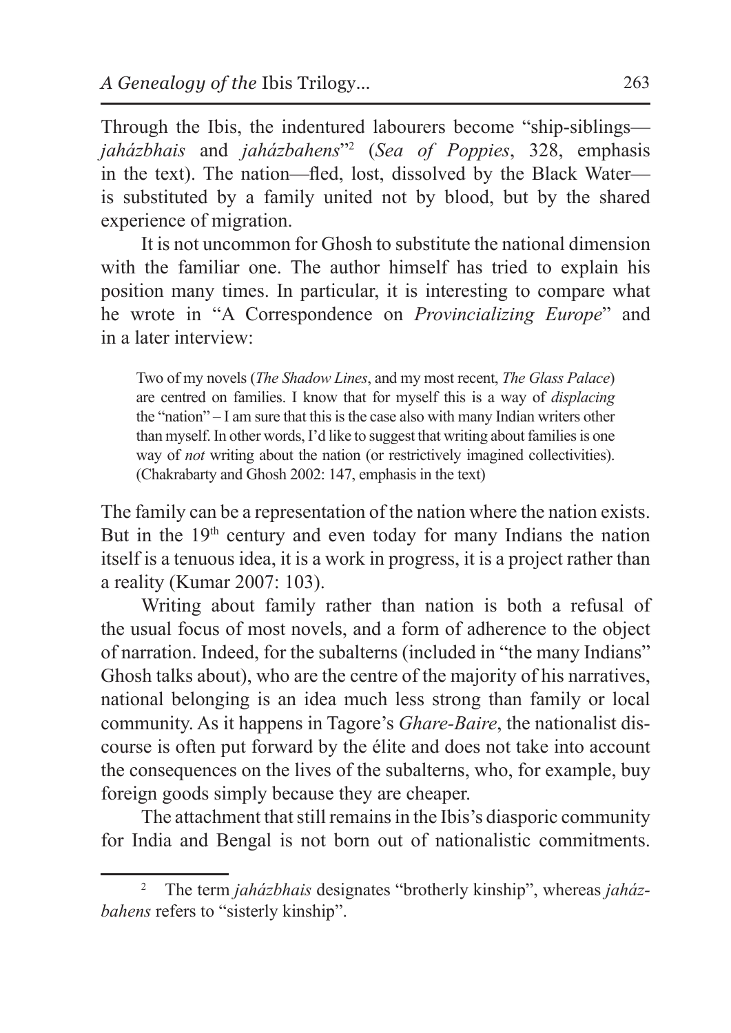Through the Ibis, the indentured labourers become "ship-siblings—*jaházbhais* and *jaházbahens*"[2] (*Sea of Poppies*, 328, emphasis in the text). The nation—fled, lost, dissolved by the Black Water—is substituted by a family united not by blood, but by the shared experience of migration.

It is not uncommon for Ghosh to substitute the national dimension with the familiar one. The author himself has tried to explain his position many times. In particular, it is interesting to compare what he wrote in "A Correspondence on *Provincializing Europe*" and in a later interview:

> Two of my novels (*The Shadow Lines*, and my most recent, *The Glass Palace*) are centred on families. I know that for myself this is a way of *displacing* the "nation" – I am sure that this is the case also with many Indian writers other than myself. In other words, I'd like to suggest that writing about families is one way of *not* writing about the nation (or restrictively imagined collectivities). (Chakrabarty and Ghosh 2002: 147, emphasis in the text)

The family can be a representation of the nation where the nation exists. But in the 19th century and even today for many Indians the nation itself is a tenuous idea, it is a work in progress, it is a project rather than a reality (Kumar 2007: 103).

Writing about family rather than nation is both a refusal of the usual focus of most novels, and a form of adherence to the object of narration. Indeed, for the subalterns (included in "the many Indians" Ghosh talks about), who are the centre of the majority of his narratives, national belonging is an idea much less strong than family or local community. As it happens in Tagore's *Ghare-Baire*, the nationalist discourse is often put forward by the élite and does not take into account the consequences on the lives of the subalterns, who, for example, buy foreign goods simply because they are cheaper.

The attachment that still remains in the Ibis's diasporic community for India and Bengal is not born out of nationalistic commitments.

---

[2] The term *jaházbhais* designates "brotherly kinship", whereas *jaházbahens* refers to "sisterly kinship".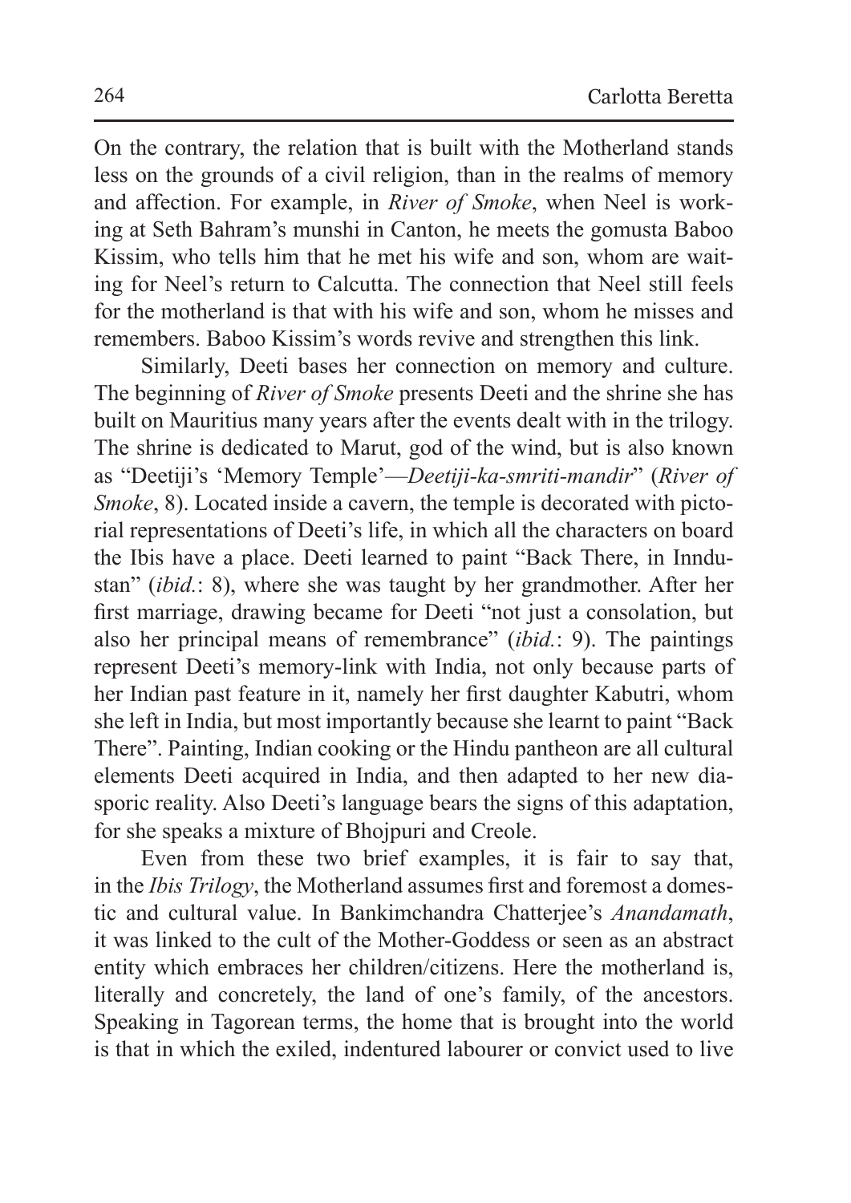On the contrary, the relation that is built with the Motherland stands less on the grounds of a civil religion, than in the realms of memory and affection. For example, in *River of Smoke*, when Neel is working at Seth Bahram's munshi in Canton, he meets the gomusta Baboo Kissim, who tells him that he met his wife and son, whom are waiting for Neel's return to Calcutta. The connection that Neel still feels for the motherland is that with his wife and son, whom he misses and remembers. Baboo Kissim's words revive and strengthen this link.

Similarly, Deeti bases her connection on memory and culture. The beginning of *River of Smoke* presents Deeti and the shrine she has built on Mauritius many years after the events dealt with in the trilogy. The shrine is dedicated to Marut, god of the wind, but is also known as "Deetiji's 'Memory Temple'—*Deetiji-ka-smriti-mandir*" (*River of Smoke*, 8). Located inside a cavern, the temple is decorated with pictorial representations of Deeti's life, in which all the characters on board the Ibis have a place. Deeti learned to paint "Back There, in Inndustan" (*ibid.*: 8), where she was taught by her grandmother. After her first marriage, drawing became for Deeti "not just a consolation, but also her principal means of remembrance" (*ibid.*: 9). The paintings represent Deeti's memory-link with India, not only because parts of her Indian past feature in it, namely her first daughter Kabutri, whom she left in India, but most importantly because she learnt to paint "Back There". Painting, Indian cooking or the Hindu pantheon are all cultural elements Deeti acquired in India, and then adapted to her new diasporic reality. Also Deeti's language bears the signs of this adaptation, for she speaks a mixture of Bhojpuri and Creole.

Even from these two brief examples, it is fair to say that, in the *Ibis Trilogy*, the Motherland assumes first and foremost a domestic and cultural value. In Bankimchandra Chatterjee's *Anandamath*, it was linked to the cult of the Mother-Goddess or seen as an abstract entity which embraces her children/citizens. Here the motherland is, literally and concretely, the land of one's family, of the ancestors. Speaking in Tagorean terms, the home that is brought into the world is that in which the exiled, indentured labourer or convict used to live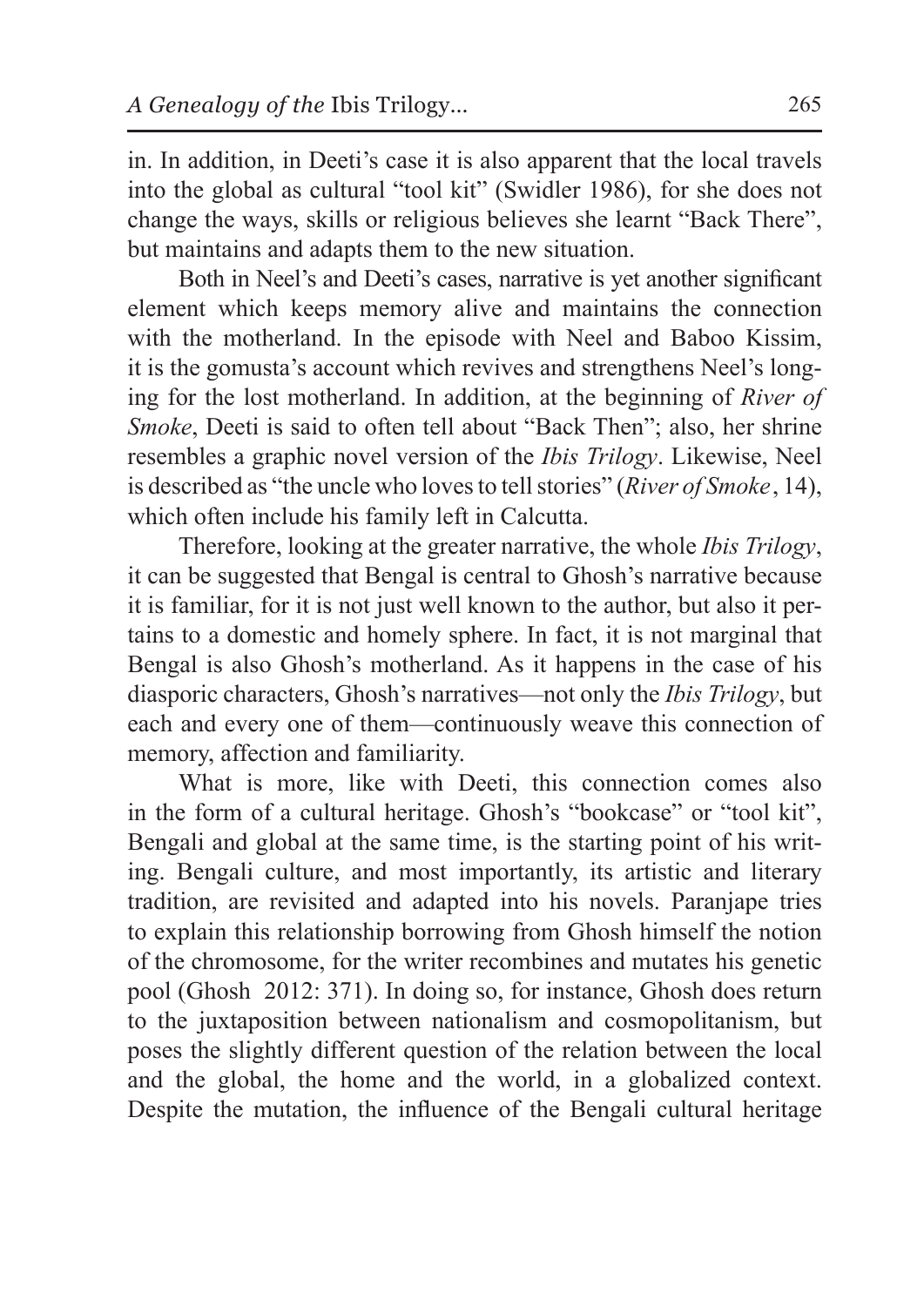in. In addition, in Deeti's case it is also apparent that the local travels into the global as cultural "tool kit" (Swidler 1986), for she does not change the ways, skills or religious believes she learnt "Back There", but maintains and adapts them to the new situation.

Both in Neel's and Deeti's cases, narrative is yet another significant element which keeps memory alive and maintains the connection with the motherland. In the episode with Neel and Baboo Kissim, it is the gomusta's account which revives and strengthens Neel's longing for the lost motherland. In addition, at the beginning of *River of Smoke*, Deeti is said to often tell about "Back Then"; also, her shrine resembles a graphic novel version of the *Ibis Trilogy*. Likewise, Neel is described as "the uncle who loves to tell stories" (*River of Smoke*, 14), which often include his family left in Calcutta.

Therefore, looking at the greater narrative, the whole *Ibis Trilogy*, it can be suggested that Bengal is central to Ghosh's narrative because it is familiar, for it is not just well known to the author, but also it pertains to a domestic and homely sphere. In fact, it is not marginal that Bengal is also Ghosh's motherland. As it happens in the case of his diasporic characters, Ghosh's narratives—not only the *Ibis Trilogy*, but each and every one of them—continuously weave this connection of memory, affection and familiarity.

What is more, like with Deeti, this connection comes also in the form of a cultural heritage. Ghosh's "bookcase" or "tool kit", Bengali and global at the same time, is the starting point of his writing. Bengali culture, and most importantly, its artistic and literary tradition, are revisited and adapted into his novels. Paranjape tries to explain this relationship borrowing from Ghosh himself the notion of the chromosome, for the writer recombines and mutates his genetic pool (Ghosh 2012: 371). In doing so, for instance, Ghosh does return to the juxtaposition between nationalism and cosmopolitanism, but poses the slightly different question of the relation between the local and the global, the home and the world, in a globalized context. Despite the mutation, the influence of the Bengali cultural heritage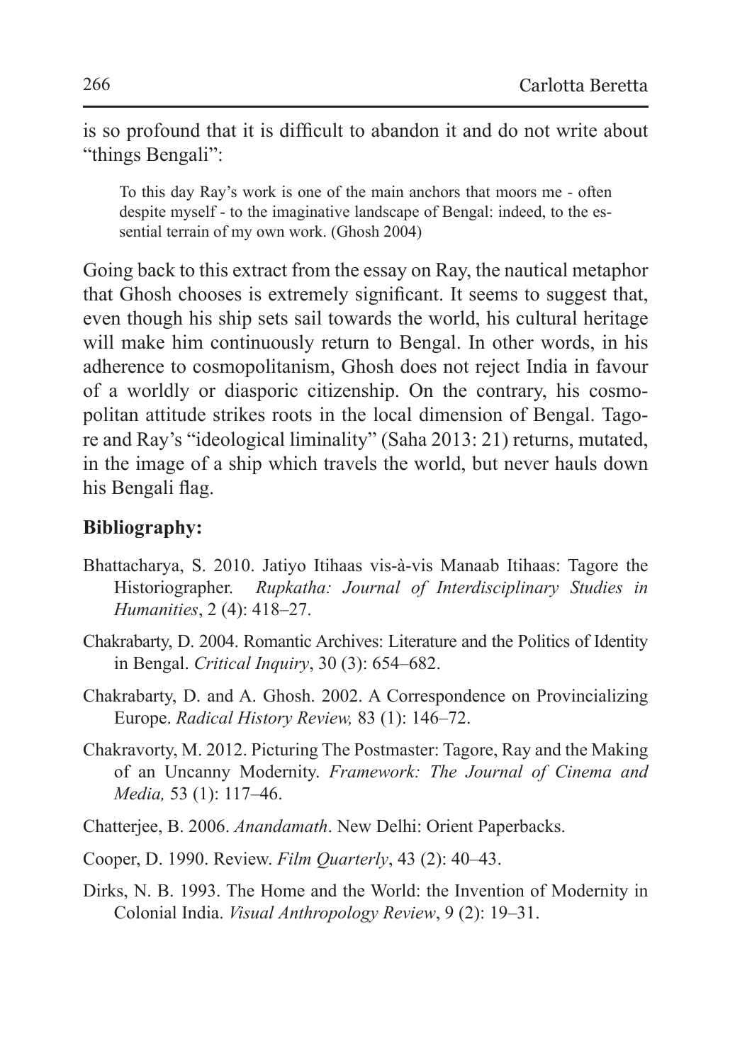is so profound that it is difficult to abandon it and do not write about "things Bengali":

> To this day Ray's work is one of the main anchors that moors me - often despite myself - to the imaginative landscape of Bengal: indeed, to the essential terrain of my own work. (Ghosh 2004)

Going back to this extract from the essay on Ray, the nautical metaphor that Ghosh chooses is extremely significant. It seems to suggest that, even though his ship sets sail towards the world, his cultural heritage will make him continuously return to Bengal. In other words, in his adherence to cosmopolitanism, Ghosh does not reject India in favour of a worldly or diasporic citizenship. On the contrary, his cosmopolitan attitude strikes roots in the local dimension of Bengal. Tagore and Ray's "ideological liminality" (Saha 2013: 21) returns, mutated, in the image of a ship which travels the world, but never hauls down his Bengali flag.

## Bibliography:

Bhattacharya, S. 2010. Jatiyo Itihaas vis-à-vis Manaab Itihaas: Tagore the Historiographer. *Rupkatha: Journal of Interdisciplinary Studies in Humanities*, 2 (4): 418–27.

Chakrabarty, D. 2004. Romantic Archives: Literature and the Politics of Identity in Bengal. *Critical Inquiry*, 30 (3): 654–682.

Chakrabarty, D. and A. Ghosh. 2002. A Correspondence on Provincializing Europe. *Radical History Review,* 83 (1): 146–72.

Chakravorty, M. 2012. Picturing The Postmaster: Tagore, Ray and the Making of an Uncanny Modernity. *Framework: The Journal of Cinema and Media,* 53 (1): 117–46.

Chatterjee, B. 2006. *Anandamath*. New Delhi: Orient Paperbacks.

Cooper, D. 1990. Review. *Film Quarterly*, 43 (2): 40–43.

Dirks, N. B. 1993. The Home and the World: the Invention of Modernity in Colonial India. *Visual Anthropology Review*, 9 (2): 19–31.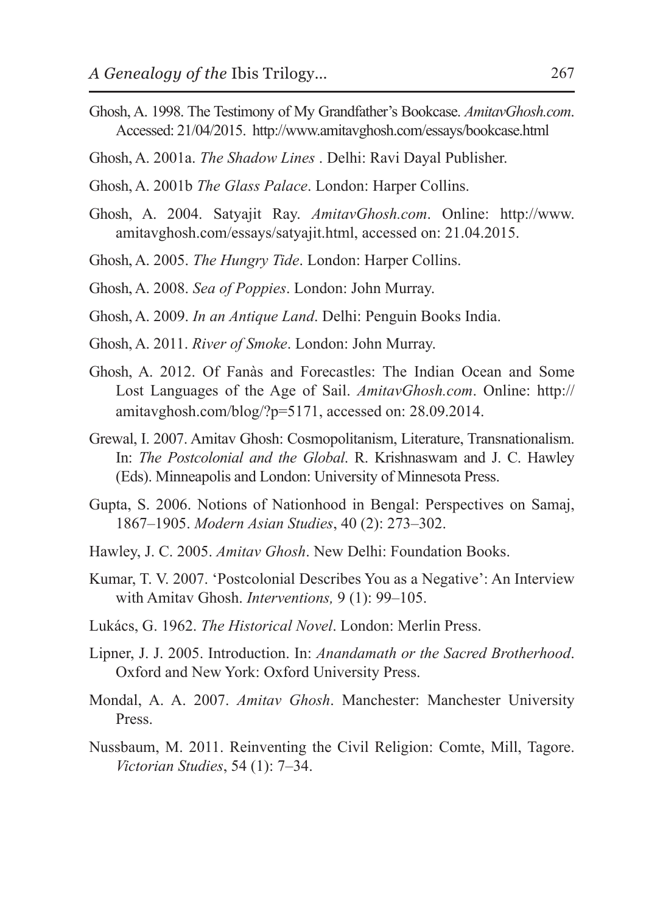Ghosh, A. 1998. The Testimony of My Grandfather's Bookcase. *AmitavGhosh.com*. Accessed: 21/04/2015. http://www.amitavghosh.com/essays/bookcase.html

Ghosh, A. 2001a. *The Shadow Lines* . Delhi: Ravi Dayal Publisher.

Ghosh, A. 2001b *The Glass Palace*. London: Harper Collins.

Ghosh, A. 2004. Satyajit Ray. *AmitavGhosh.com*. Online: http://www.amitavghosh.com/essays/satyajit.html, accessed on: 21.04.2015.

Ghosh, A. 2005. *The Hungry Tide*. London: Harper Collins.

Ghosh, A. 2008. *Sea of Poppies*. London: John Murray.

Ghosh, A. 2009. *In an Antique Land*. Delhi: Penguin Books India.

Ghosh, A. 2011. *River of Smoke*. London: John Murray.

Ghosh, A. 2012. Of Fanàs and Forecastles: The Indian Ocean and Some Lost Languages of the Age of Sail. *AmitavGhosh.com*. Online: http://amitavghosh.com/blog/?p=5171, accessed on: 28.09.2014.

Grewal, I. 2007. Amitav Ghosh: Cosmopolitanism, Literature, Transnationalism. In: *The Postcolonial and the Global*. R. Krishnaswam and J. C. Hawley (Eds). Minneapolis and London: University of Minnesota Press.

Gupta, S. 2006. Notions of Nationhood in Bengal: Perspectives on Samaj, 1867–1905. *Modern Asian Studies*, 40 (2): 273–302.

Hawley, J. C. 2005. *Amitav Ghosh*. New Delhi: Foundation Books.

Kumar, T. V. 2007. 'Postcolonial Describes You as a Negative': An Interview with Amitav Ghosh. *Interventions,* 9 (1): 99–105.

Lukács, G. 1962. *The Historical Novel*. London: Merlin Press.

Lipner, J. J. 2005. Introduction. In: *Anandamath or the Sacred Brotherhood*. Oxford and New York: Oxford University Press.

Mondal, A. A. 2007. *Amitav Ghosh*. Manchester: Manchester University Press.

Nussbaum, M. 2011. Reinventing the Civil Religion: Comte, Mill, Tagore. *Victorian Studies*, 54 (1): 7–34.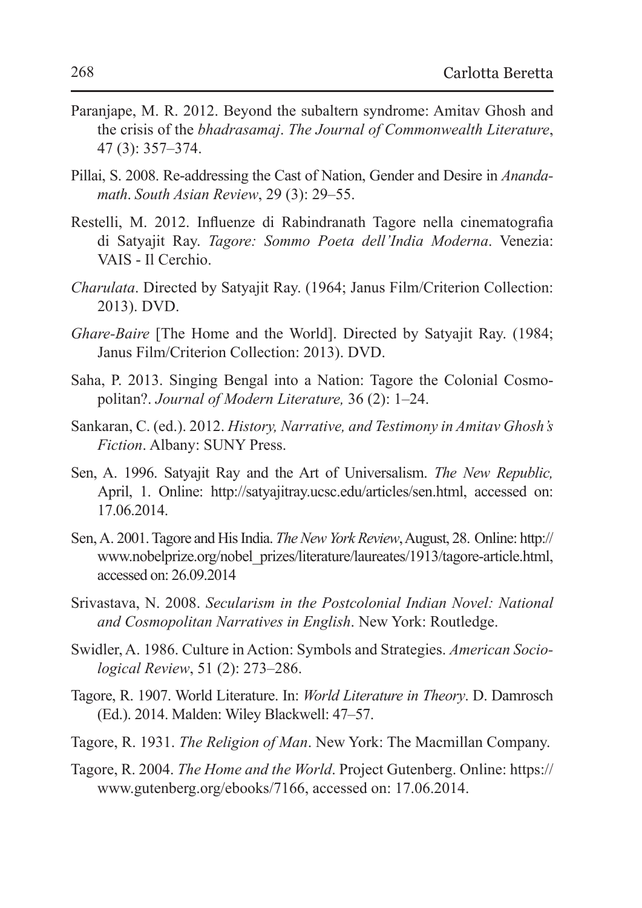Paranjape, M. R. 2012. Beyond the subaltern syndrome: Amitav Ghosh and the crisis of the *bhadrasamaj*. *The Journal of Commonwealth Literature*, 47 (3): 357–374.

Pillai, S. 2008. Re-addressing the Cast of Nation, Gender and Desire in *Anandamath*. *South Asian Review*, 29 (3): 29–55.

Restelli, M. 2012. Influenze di Rabindranath Tagore nella cinematografia di Satyajit Ray. *Tagore: Sommo Poeta dell'India Moderna*. Venezia: VAIS - Il Cerchio.

*Charulata*. Directed by Satyajit Ray. (1964; Janus Film/Criterion Collection: 2013). DVD.

*Ghare-Baire* [The Home and the World]. Directed by Satyajit Ray. (1984; Janus Film/Criterion Collection: 2013). DVD.

Saha, P. 2013. Singing Bengal into a Nation: Tagore the Colonial Cosmopolitan?. *Journal of Modern Literature,* 36 (2): 1–24.

Sankaran, C. (ed.). 2012. *History, Narrative, and Testimony in Amitav Ghosh's Fiction*. Albany: SUNY Press.

Sen, A. 1996. Satyajit Ray and the Art of Universalism. *The New Republic,* April, 1. Online: http://satyajitray.ucsc.edu/articles/sen.html, accessed on: 17.06.2014.

Sen, A. 2001. Tagore and His India. *The New York Review*, August, 28. Online: http://www.nobelprize.org/nobel_prizes/literature/laureates/1913/tagore-article.html, accessed on: 26.09.2014

Srivastava, N. 2008. *Secularism in the Postcolonial Indian Novel: National and Cosmopolitan Narratives in English*. New York: Routledge.

Swidler, A. 1986. Culture in Action: Symbols and Strategies. *American Sociological Review*, 51 (2): 273–286.

Tagore, R. 1907. World Literature. In: *World Literature in Theory*. D. Damrosch (Ed.). 2014. Malden: Wiley Blackwell: 47–57.

Tagore, R. 1931. *The Religion of Man*. New York: The Macmillan Company.

Tagore, R. 2004. *The Home and the World*. Project Gutenberg. Online: https://www.gutenberg.org/ebooks/7166, accessed on: 17.06.2014.